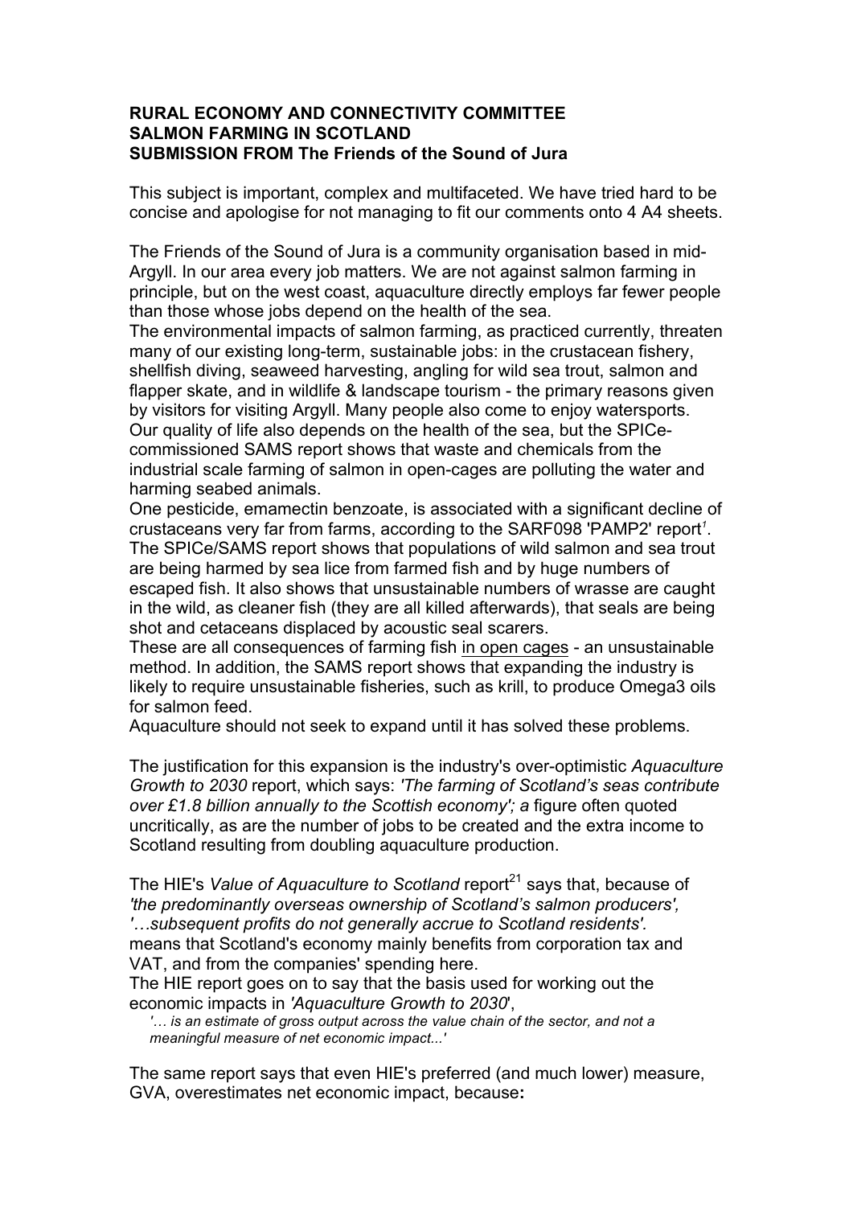**RURAL ECONOMY AND CONNECTIVITY COMMITTEE**
**SALMON FARMING IN SCOTLAND**
**SUBMISSION FROM The Friends of the Sound of Jura**

This subject is important, complex and multifaceted. We have tried hard to be concise and apologise for not managing to fit our comments onto 4 A4 sheets.

The Friends of the Sound of Jura is a community organisation based in mid-Argyll. In our area every job matters. We are not against salmon farming in principle, but on the west coast, aquaculture directly employs far fewer people than those whose jobs depend on the health of the sea.
The environmental impacts of salmon farming, as practiced currently, threaten many of our existing long-term, sustainable jobs: in the crustacean fishery, shellfish diving, seaweed harvesting, angling for wild sea trout, salmon and flapper skate, and in wildlife & landscape tourism - the primary reasons given by visitors for visiting Argyll. Many people also come to enjoy watersports. Our quality of life also depends on the health of the sea, but the SPICe-commissioned SAMS report shows that waste and chemicals from the industrial scale farming of salmon in open-cages are polluting the water and harming seabed animals.
One pesticide, emamectin benzoate, is associated with a significant decline of crustaceans very far from farms, according to the SARF098 'PAMP2' report[1].
The SPICe/SAMS report shows that populations of wild salmon and sea trout are being harmed by sea lice from farmed fish and by huge numbers of escaped fish. It also shows that unsustainable numbers of wrasse are caught in the wild, as cleaner fish (they are all killed afterwards), that seals are being shot and cetaceans displaced by acoustic seal scarers.
These are all consequences of farming fish <u>in open cages</u> - an unsustainable method. In addition, the SAMS report shows that expanding the industry is likely to require unsustainable fisheries, such as krill, to produce Omega3 oils for salmon feed.
Aquaculture should not seek to expand until it has solved these problems.

The justification for this expansion is the industry's over-optimistic *Aquaculture Growth to 2030* report, which says: *'The farming of Scotland's seas contribute over £1.8 billion annually to the Scottish economy'; a* figure often quoted uncritically, as are the number of jobs to be created and the extra income to Scotland resulting from doubling aquaculture production.

The HIE's *Value of Aquaculture to Scotland* report[21] says that, because of *'the predominantly overseas ownership of Scotland's salmon producers', '…subsequent profits do not generally accrue to Scotland residents'.* means that Scotland's economy mainly benefits from corporation tax and VAT, and from the companies' spending here.
The HIE report goes on to say that the basis used for working out the economic impacts in *'Aquaculture Growth to 2030*',

> *'… is an estimate of gross output across the value chain of the sector, and not a meaningful measure of net economic impact...'*

The same report says that even HIE's preferred (and much lower) measure, GVA, overestimates net economic impact, because**:**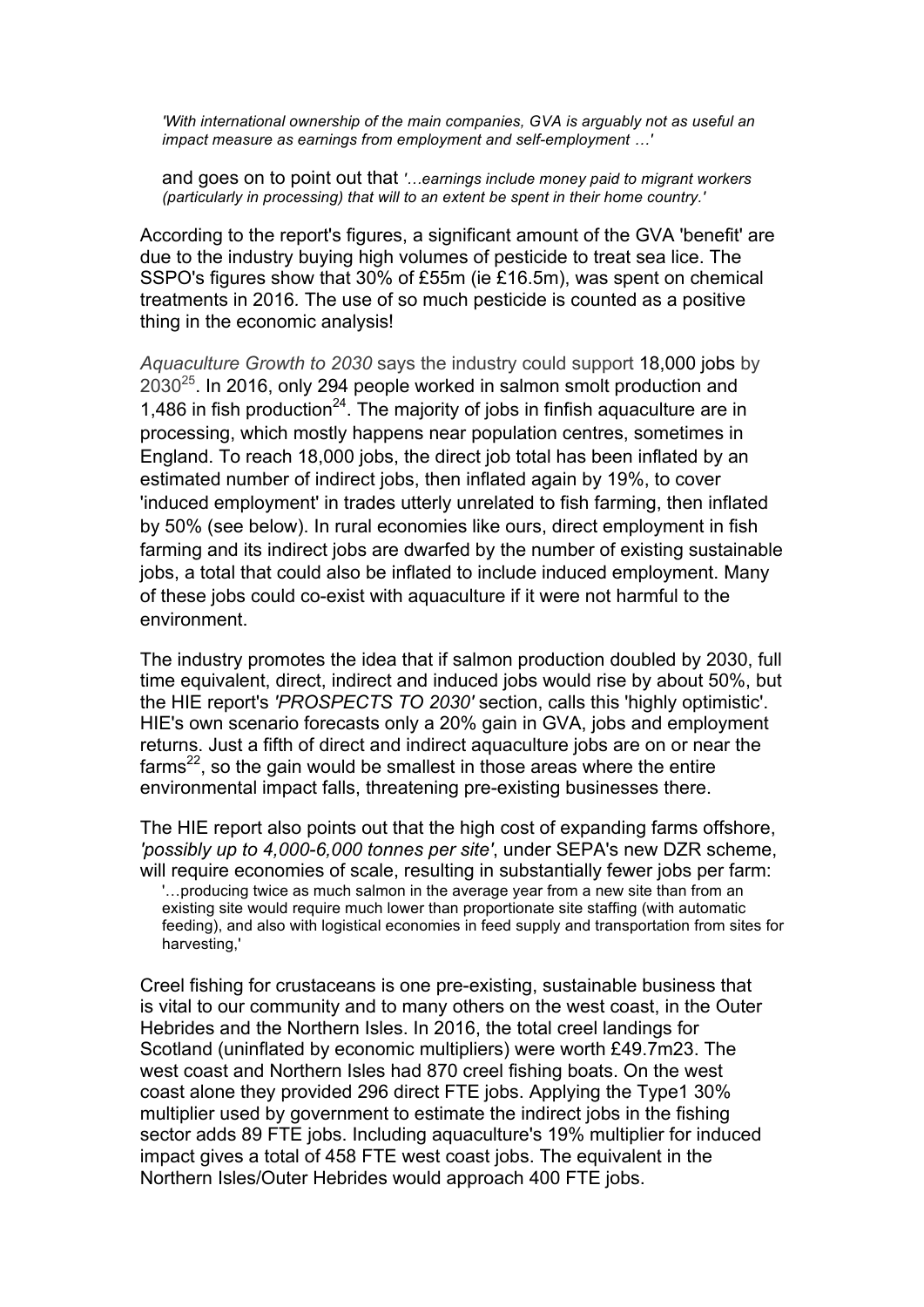> *'With international ownership of the main companies, GVA is arguably not as useful an impact measure as earnings from employment and self-employment …'*
>
> and goes on to point out that *'…earnings include money paid to migrant workers (particularly in processing) that will to an extent be spent in their home country.'*

According to the report's figures, a significant amount of the GVA 'benefit' are due to the industry buying high volumes of pesticide to treat sea lice. The SSPO's figures show that 30% of £55m (ie £16.5m), was spent on chemical treatments in 2016. The use of so much pesticide is counted as a positive thing in the economic analysis!

*Aquaculture Growth to 2030* says the industry could support 18,000 jobs by 2030[25]. In 2016, only 294 people worked in salmon smolt production and 1,486 in fish production[24]. The majority of jobs in finfish aquaculture are in processing, which mostly happens near population centres, sometimes in England. To reach 18,000 jobs, the direct job total has been inflated by an estimated number of indirect jobs, then inflated again by 19%, to cover 'induced employment' in trades utterly unrelated to fish farming, then inflated by 50% (see below). In rural economies like ours, direct employment in fish farming and its indirect jobs are dwarfed by the number of existing sustainable jobs, a total that could also be inflated to include induced employment. Many of these jobs could co-exist with aquaculture if it were not harmful to the environment.

The industry promotes the idea that if salmon production doubled by 2030, full time equivalent, direct, indirect and induced jobs would rise by about 50%, but the HIE report's *'PROSPECTS TO 2030'* section, calls this 'highly optimistic'. HIE's own scenario forecasts only a 20% gain in GVA, jobs and employment returns. Just a fifth of direct and indirect aquaculture jobs are on or near the farms[22], so the gain would be smallest in those areas where the entire environmental impact falls, threatening pre-existing businesses there.

The HIE report also points out that the high cost of expanding farms offshore, *'possibly up to 4,000-6,000 tonnes per site'*, under SEPA's new DZR scheme, will require economies of scale, resulting in substantially fewer jobs per farm:

> '…producing twice as much salmon in the average year from a new site than from an existing site would require much lower than proportionate site staffing (with automatic feeding), and also with logistical economies in feed supply and transportation from sites for harvesting,'

Creel fishing for crustaceans is one pre-existing, sustainable business that is vital to our community and to many others on the west coast, in the Outer Hebrides and the Northern Isles. In 2016, the total creel landings for Scotland (uninflated by economic multipliers) were worth £49.7m23. The west coast and Northern Isles had 870 creel fishing boats. On the west coast alone they provided 296 direct FTE jobs. Applying the Type1 30% multiplier used by government to estimate the indirect jobs in the fishing sector adds 89 FTE jobs. Including aquaculture's 19% multiplier for induced impact gives a total of 458 FTE west coast jobs. The equivalent in the Northern Isles/Outer Hebrides would approach 400 FTE jobs.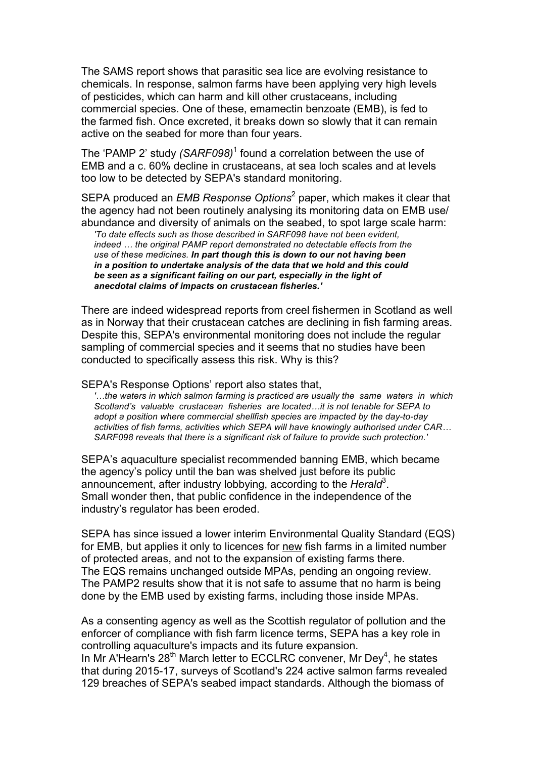The SAMS report shows that parasitic sea lice are evolving resistance to chemicals. In response, salmon farms have been applying very high levels of pesticides, which can harm and kill other crustaceans, including commercial species. One of these, emamectin benzoate (EMB), is fed to the farmed fish. Once excreted, it breaks down so slowly that it can remain active on the seabed for more than four years.

The 'PAMP 2' study *(SARF098)*[1] found a correlation between the use of EMB and a c. 60% decline in crustaceans, at sea loch scales and at levels too low to be detected by SEPA's standard monitoring.

SEPA produced an *EMB Response Options*[2] paper, which makes it clear that the agency had not been routinely analysing its monitoring data on EMB use/ abundance and diversity of animals on the seabed, to spot large scale harm:

> *'To date effects such as those described in SARF098 have not been evident, indeed … the original PAMP report demonstrated no detectable effects from the use of these medicines.* ***In part though this is down to our not having been in a position to undertake analysis of the data that we hold and this could be seen as a significant failing on our part, especially in the light of anecdotal claims of impacts on crustacean fisheries.'***

There are indeed widespread reports from creel fishermen in Scotland as well as in Norway that their crustacean catches are declining in fish farming areas. Despite this, SEPA's environmental monitoring does not include the regular sampling of commercial species and it seems that no studies have been conducted to specifically assess this risk. Why is this?

SEPA's Response Options' report also states that,

> *'…the waters in which salmon farming is practiced are usually the same waters in which Scotland's valuable crustacean fisheries are located…it is not tenable for SEPA to adopt a position where commercial shellfish species are impacted by the day-to-day activities of fish farms, activities which SEPA will have knowingly authorised under CAR… SARF098 reveals that there is a significant risk of failure to provide such protection.'*

SEPA's aquaculture specialist recommended banning EMB, which became the agency's policy until the ban was shelved just before its public announcement, after industry lobbying, according to the *Herald*[3]. Small wonder then, that public confidence in the independence of the industry's regulator has been eroded.

SEPA has since issued a lower interim Environmental Quality Standard (EQS) for EMB, but applies it only to licences for new fish farms in a limited number of protected areas, and not to the expansion of existing farms there. The EQS remains unchanged outside MPAs, pending an ongoing review. The PAMP2 results show that it is not safe to assume that no harm is being done by the EMB used by existing farms, including those inside MPAs.

As a consenting agency as well as the Scottish regulator of pollution and the enforcer of compliance with fish farm licence terms, SEPA has a key role in controlling aquaculture's impacts and its future expansion.
In Mr A'Hearn's 28th March letter to ECCLRC convener, Mr Dey[4], he states that during 2015-17, surveys of Scotland's 224 active salmon farms revealed 129 breaches of SEPA's seabed impact standards. Although the biomass of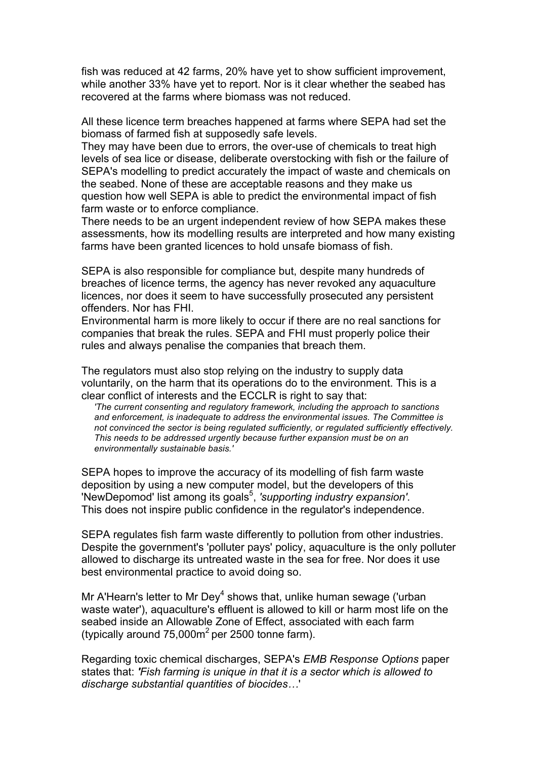fish was reduced at 42 farms, 20% have yet to show sufficient improvement, while another 33% have yet to report. Nor is it clear whether the seabed has recovered at the farms where biomass was not reduced.

All these licence term breaches happened at farms where SEPA had set the biomass of farmed fish at supposedly safe levels.
They may have been due to errors, the over-use of chemicals to treat high levels of sea lice or disease, deliberate overstocking with fish or the failure of SEPA's modelling to predict accurately the impact of waste and chemicals on the seabed. None of these are acceptable reasons and they make us question how well SEPA is able to predict the environmental impact of fish farm waste or to enforce compliance.
There needs to be an urgent independent review of how SEPA makes these assessments, how its modelling results are interpreted and how many existing farms have been granted licences to hold unsafe biomass of fish.

SEPA is also responsible for compliance but, despite many hundreds of breaches of licence terms, the agency has never revoked any aquaculture licences, nor does it seem to have successfully prosecuted any persistent offenders. Nor has FHI.
Environmental harm is more likely to occur if there are no real sanctions for companies that break the rules. SEPA and FHI must properly police their rules and always penalise the companies that breach them.

The regulators must also stop relying on the industry to supply data voluntarily, on the harm that its operations do to the environment. This is a clear conflict of interests and the ECCLR is right to say that:

> *'The current consenting and regulatory framework, including the approach to sanctions and enforcement, is inadequate to address the environmental issues. The Committee is not convinced the sector is being regulated sufficiently, or regulated sufficiently effectively. This needs to be addressed urgently because further expansion must be on an environmentally sustainable basis.'*

SEPA hopes to improve the accuracy of its modelling of fish farm waste deposition by using a new computer model, but the developers of this 'NewDepomod' list among its goals[5], *'supporting industry expansion'*. This does not inspire public confidence in the regulator's independence.

SEPA regulates fish farm waste differently to pollution from other industries. Despite the government's 'polluter pays' policy, aquaculture is the only polluter allowed to discharge its untreated waste in the sea for free. Nor does it use best environmental practice to avoid doing so.

Mr A'Hearn's letter to Mr Dey[4] shows that, unlike human sewage ('urban waste water'), aquaculture's effluent is allowed to kill or harm most life on the seabed inside an Allowable Zone of Effect, associated with each farm (typically around 75,000$m^2$ per 2500 tonne farm).

Regarding toxic chemical discharges, SEPA's *EMB Response Options* paper states that: ***'****Fish farming is unique in that it is a sector which is allowed to discharge substantial quantities of biocides…*'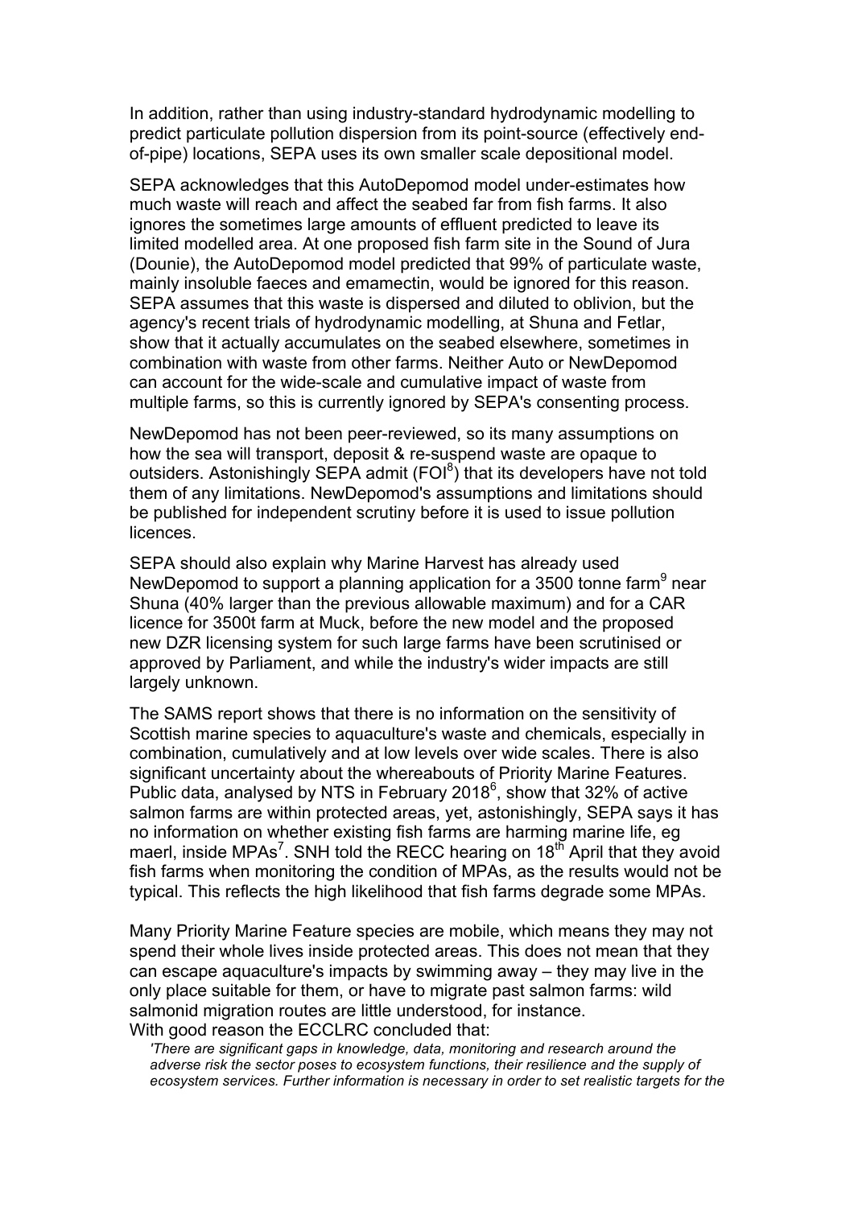In addition, rather than using industry-standard hydrodynamic modelling to predict particulate pollution dispersion from its point-source (effectively end-of-pipe) locations, SEPA uses its own smaller scale depositional model.

SEPA acknowledges that this AutoDepomod model under-estimates how much waste will reach and affect the seabed far from fish farms. It also ignores the sometimes large amounts of effluent predicted to leave its limited modelled area. At one proposed fish farm site in the Sound of Jura (Dounie), the AutoDepomod model predicted that 99% of particulate waste, mainly insoluble faeces and emamectin, would be ignored for this reason. SEPA assumes that this waste is dispersed and diluted to oblivion, but the agency's recent trials of hydrodynamic modelling, at Shuna and Fetlar, show that it actually accumulates on the seabed elsewhere, sometimes in combination with waste from other farms. Neither Auto or NewDepomod can account for the wide-scale and cumulative impact of waste from multiple farms, so this is currently ignored by SEPA's consenting process.

NewDepomod has not been peer-reviewed, so its many assumptions on how the sea will transport, deposit & re-suspend waste are opaque to outsiders. Astonishingly SEPA admit (FOI[8]) that its developers have not told them of any limitations. NewDepomod's assumptions and limitations should be published for independent scrutiny before it is used to issue pollution licences.

SEPA should also explain why Marine Harvest has already used NewDepomod to support a planning application for a 3500 tonne farm[9] near Shuna (40% larger than the previous allowable maximum) and for a CAR licence for 3500t farm at Muck, before the new model and the proposed new DZR licensing system for such large farms have been scrutinised or approved by Parliament, and while the industry's wider impacts are still largely unknown.

The SAMS report shows that there is no information on the sensitivity of Scottish marine species to aquaculture's waste and chemicals, especially in combination, cumulatively and at low levels over wide scales. There is also significant uncertainty about the whereabouts of Priority Marine Features. Public data, analysed by NTS in February 2018[6], show that 32% of active salmon farms are within protected areas, yet, astonishingly, SEPA says it has no information on whether existing fish farms are harming marine life, eg maerl, inside MPAs[7]. SNH told the RECC hearing on 18th April that they avoid fish farms when monitoring the condition of MPAs, as the results would not be typical. This reflects the high likelihood that fish farms degrade some MPAs.

Many Priority Marine Feature species are mobile, which means they may not spend their whole lives inside protected areas. This does not mean that they can escape aquaculture's impacts by swimming away – they may live in the only place suitable for them, or have to migrate past salmon farms: wild salmonid migration routes are little understood, for instance.
With good reason the ECCLRC concluded that:

> *'There are significant gaps in knowledge, data, monitoring and research around the adverse risk the sector poses to ecosystem functions, their resilience and the supply of ecosystem services. Further information is necessary in order to set realistic targets for the*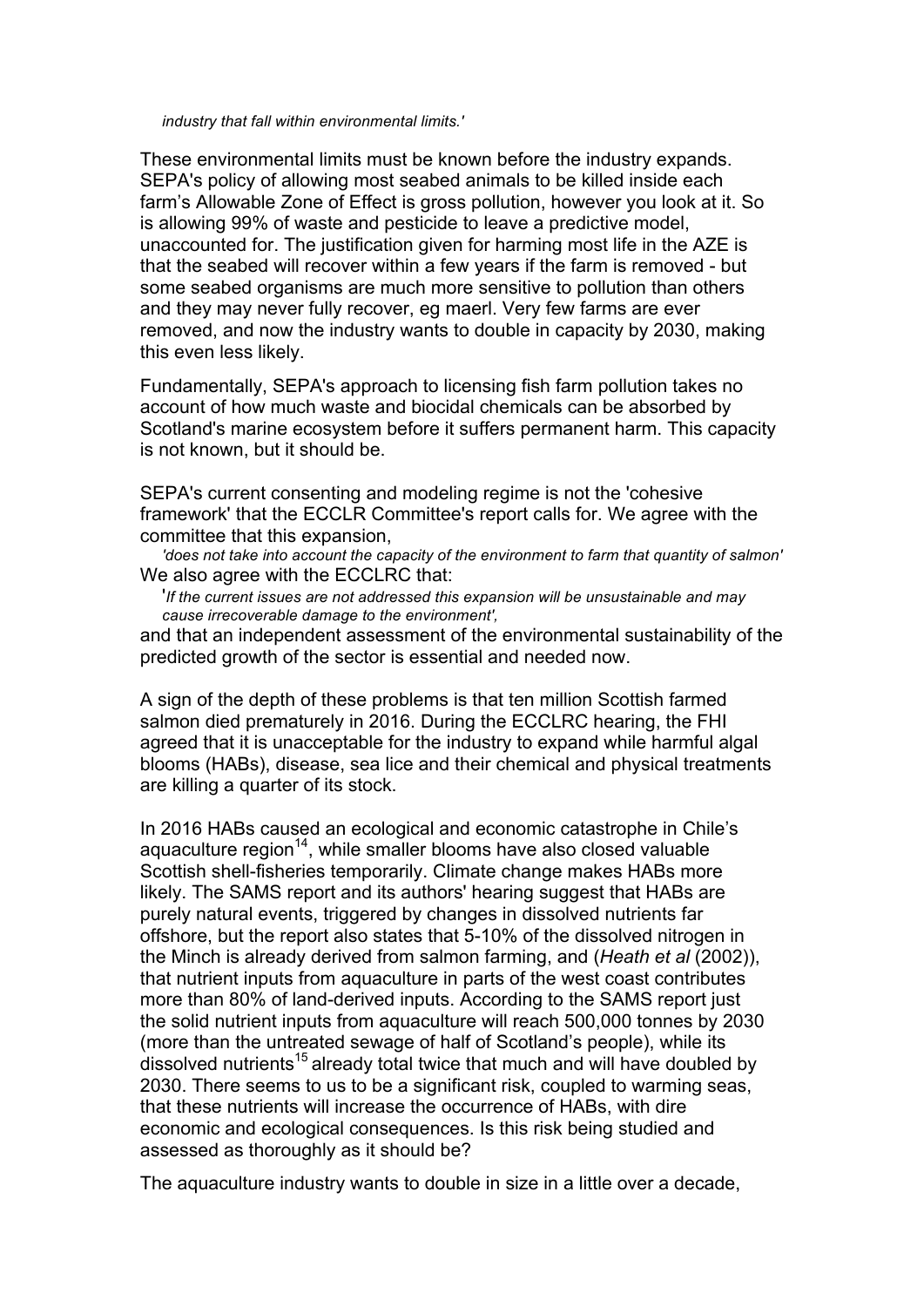*industry that fall within environmental limits.'*

These environmental limits must be known before the industry expands. SEPA's policy of allowing most seabed animals to be killed inside each farm's Allowable Zone of Effect is gross pollution, however you look at it. So is allowing 99% of waste and pesticide to leave a predictive model, unaccounted for. The justification given for harming most life in the AZE is that the seabed will recover within a few years if the farm is removed - but some seabed organisms are much more sensitive to pollution than others and they may never fully recover, eg maerl. Very few farms are ever removed, and now the industry wants to double in capacity by 2030, making this even less likely.

Fundamentally, SEPA's approach to licensing fish farm pollution takes no account of how much waste and biocidal chemicals can be absorbed by Scotland's marine ecosystem before it suffers permanent harm. This capacity is not known, but it should be.

SEPA's current consenting and modeling regime is not the 'cohesive framework' that the ECCLR Committee's report calls for. We agree with the committee that this expansion,

> *'does not take into account the capacity of the environment to farm that quantity of salmon'*

We also agree with the ECCLRC that:

> '*If the current issues are not addressed this expansion will be unsustainable and may cause irrecoverable damage to the environment',*

and that an independent assessment of the environmental sustainability of the predicted growth of the sector is essential and needed now.

A sign of the depth of these problems is that ten million Scottish farmed salmon died prematurely in 2016. During the ECCLRC hearing, the FHI agreed that it is unacceptable for the industry to expand while harmful algal blooms (HABs), disease, sea lice and their chemical and physical treatments are killing a quarter of its stock.

In 2016 HABs caused an ecological and economic catastrophe in Chile's aquaculture region[14], while smaller blooms have also closed valuable Scottish shell-fisheries temporarily. Climate change makes HABs more likely. The SAMS report and its authors' hearing suggest that HABs are purely natural events, triggered by changes in dissolved nutrients far offshore, but the report also states that 5-10% of the dissolved nitrogen in the Minch is already derived from salmon farming, and (*Heath et al* (2002)), that nutrient inputs from aquaculture in parts of the west coast contributes more than 80% of land-derived inputs. According to the SAMS report just the solid nutrient inputs from aquaculture will reach 500,000 tonnes by 2030 (more than the untreated sewage of half of Scotland's people), while its dissolved nutrients[15] already total twice that much and will have doubled by 2030. There seems to us to be a significant risk, coupled to warming seas, that these nutrients will increase the occurrence of HABs, with dire economic and ecological consequences. Is this risk being studied and assessed as thoroughly as it should be?

The aquaculture industry wants to double in size in a little over a decade,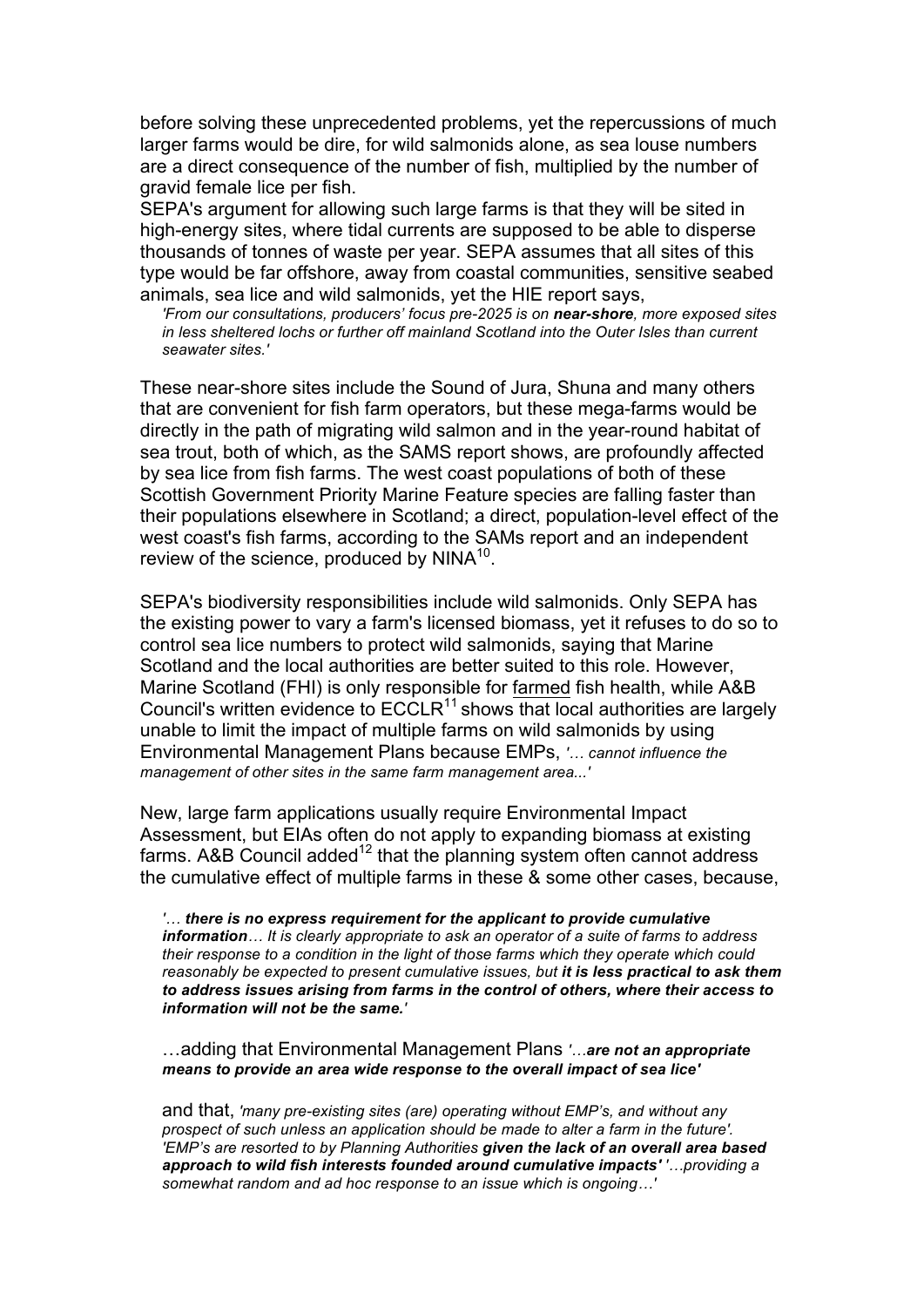before solving these unprecedented problems, yet the repercussions of much larger farms would be dire, for wild salmonids alone, as sea louse numbers are a direct consequence of the number of fish, multiplied by the number of gravid female lice per fish.

SEPA's argument for allowing such large farms is that they will be sited in high-energy sites, where tidal currents are supposed to be able to disperse thousands of tonnes of waste per year. SEPA assumes that all sites of this type would be far offshore, away from coastal communities, sensitive seabed animals, sea lice and wild salmonids, yet the HIE report says,

> *'From our consultations, producers' focus pre-2025 is on **near-shore**, more exposed sites in less sheltered lochs or further off mainland Scotland into the Outer Isles than current seawater sites.'*

These near-shore sites include the Sound of Jura, Shuna and many others that are convenient for fish farm operators, but these mega-farms would be directly in the path of migrating wild salmon and in the year-round habitat of sea trout, both of which, as the SAMS report shows, are profoundly affected by sea lice from fish farms. The west coast populations of both of these Scottish Government Priority Marine Feature species are falling faster than their populations elsewhere in Scotland; a direct, population-level effect of the west coast's fish farms, according to the SAMs report and an independent review of the science, produced by NINA[10].

SEPA's biodiversity responsibilities include wild salmonids. Only SEPA has the existing power to vary a farm's licensed biomass, yet it refuses to do so to control sea lice numbers to protect wild salmonids, saying that Marine Scotland and the local authorities are better suited to this role. However, Marine Scotland (FHI) is only responsible for farmed fish health, while A&B Council's written evidence to ECCLR[11] shows that local authorities are largely unable to limit the impact of multiple farms on wild salmonids by using Environmental Management Plans because EMPs, *'… cannot influence the management of other sites in the same farm management area...'*

New, large farm applications usually require Environmental Impact Assessment, but EIAs often do not apply to expanding biomass at existing farms. A&B Council added[12] that the planning system often cannot address the cumulative effect of multiple farms in these & some other cases, because,

> *'… **there is no express requirement for the applicant to provide cumulative information**… It is clearly appropriate to ask an operator of a suite of farms to address their response to a condition in the light of those farms which they operate which could reasonably be expected to present cumulative issues, but **it is less practical to ask them to address issues arising from farms in the control of others, where their access to information will not be the same.**'*

…adding that Environmental Management Plans *'…**are not an appropriate means to provide an area wide response to the overall impact of sea lice**'*

and that, *'many pre-existing sites (are) operating without EMP's, and without any prospect of such unless an application should be made to alter a farm in the future'. 'EMP's are resorted to by Planning Authorities **given the lack of an overall area based approach to wild fish interests founded around cumulative impacts'** '…providing a somewhat random and ad hoc response to an issue which is ongoing…'*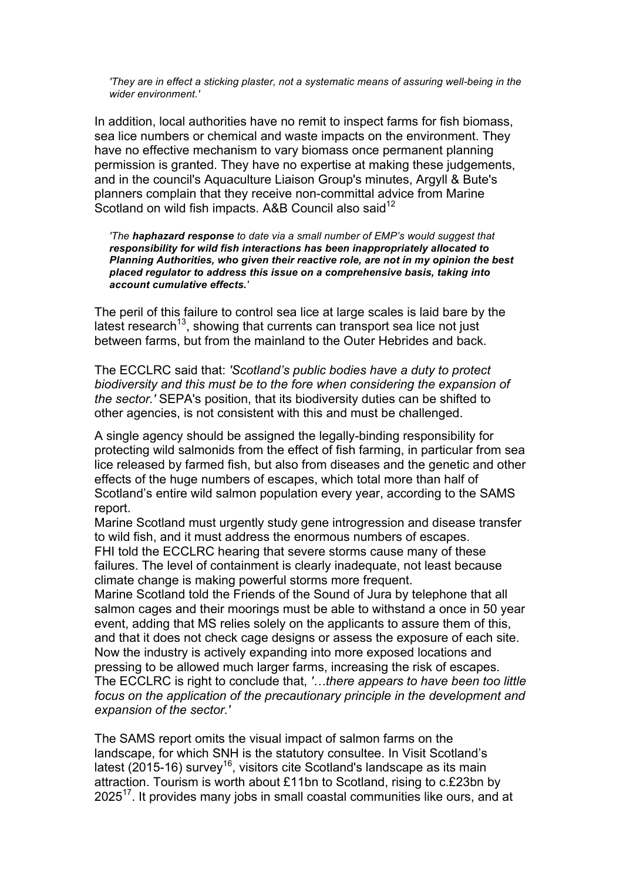*'They are in effect a sticking plaster, not a systematic means of assuring well-being in the wider environment.'*

In addition, local authorities have no remit to inspect farms for fish biomass, sea lice numbers or chemical and waste impacts on the environment. They have no effective mechanism to vary biomass once permanent planning permission is granted. They have no expertise at making these judgements, and in the council's Aquaculture Liaison Group's minutes, Argyll & Bute's planners complain that they receive non-committal advice from Marine Scotland on wild fish impacts. A&B Council also said[12]

*'The **haphazard response** to date via a small number of EMP's would suggest that **responsibility for wild fish interactions has been inappropriately allocated to Planning Authorities, who given their reactive role, are not in my opinion the best placed regulator to address this issue on a comprehensive basis, taking into account cumulative effects.**'*

The peril of this failure to control sea lice at large scales is laid bare by the latest research[13], showing that currents can transport sea lice not just between farms, but from the mainland to the Outer Hebrides and back.

The ECCLRC said that: *'Scotland's public bodies have a duty to protect biodiversity and this must be to the fore when considering the expansion of the sector.'* SEPA's position, that its biodiversity duties can be shifted to other agencies, is not consistent with this and must be challenged.

A single agency should be assigned the legally-binding responsibility for protecting wild salmonids from the effect of fish farming, in particular from sea lice released by farmed fish, but also from diseases and the genetic and other effects of the huge numbers of escapes, which total more than half of Scotland's entire wild salmon population every year, according to the SAMS report.

Marine Scotland must urgently study gene introgression and disease transfer to wild fish, and it must address the enormous numbers of escapes.

FHI told the ECCLRC hearing that severe storms cause many of these failures. The level of containment is clearly inadequate, not least because climate change is making powerful storms more frequent.

Marine Scotland told the Friends of the Sound of Jura by telephone that all salmon cages and their moorings must be able to withstand a once in 50 year event, adding that MS relies solely on the applicants to assure them of this, and that it does not check cage designs or assess the exposure of each site.

Now the industry is actively expanding into more exposed locations and pressing to be allowed much larger farms, increasing the risk of escapes.

The ECCLRC is right to conclude that, *'…there appears to have been too little focus on the application of the precautionary principle in the development and expansion of the sector.'*

The SAMS report omits the visual impact of salmon farms on the landscape, for which SNH is the statutory consultee. In Visit Scotland's latest (2015-16) survey[16], visitors cite Scotland's landscape as its main attraction. Tourism is worth about £11bn to Scotland, rising to c.£23bn by 2025[17]. It provides many jobs in small coastal communities like ours, and at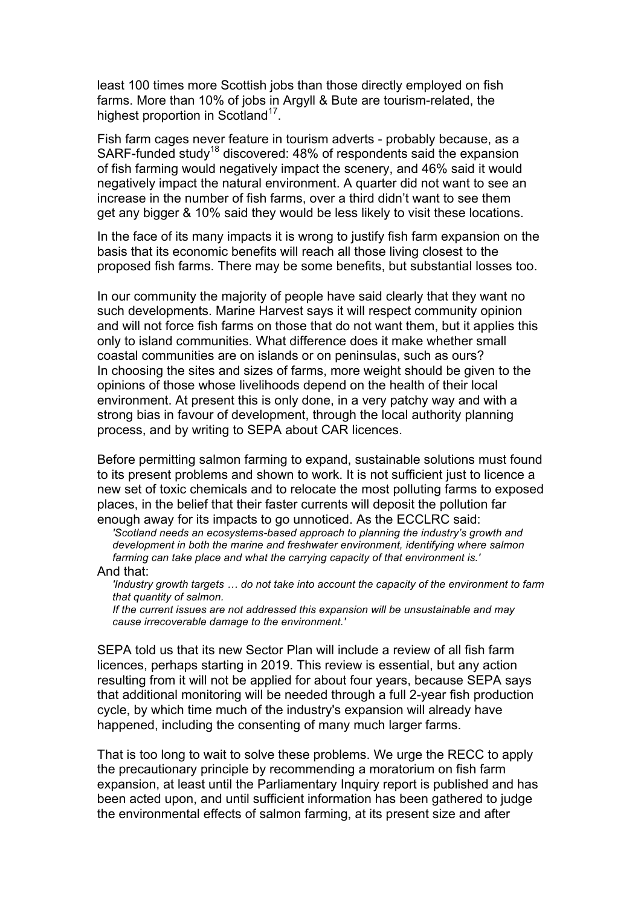least 100 times more Scottish jobs than those directly employed on fish farms. More than 10% of jobs in Argyll & Bute are tourism-related, the highest proportion in Scotland[17].

Fish farm cages never feature in tourism adverts - probably because, as a SARF-funded study[18] discovered: 48% of respondents said the expansion of fish farming would negatively impact the scenery, and 46% said it would negatively impact the natural environment. A quarter did not want to see an increase in the number of fish farms, over a third didn't want to see them get any bigger & 10% said they would be less likely to visit these locations.

In the face of its many impacts it is wrong to justify fish farm expansion on the basis that its economic benefits will reach all those living closest to the proposed fish farms. There may be some benefits, but substantial losses too.

In our community the majority of people have said clearly that they want no such developments. Marine Harvest says it will respect community opinion and will not force fish farms on those that do not want them, but it applies this only to island communities. What difference does it make whether small coastal communities are on islands or on peninsulas, such as ours? In choosing the sites and sizes of farms, more weight should be given to the opinions of those whose livelihoods depend on the health of their local environment. At present this is only done, in a very patchy way and with a strong bias in favour of development, through the local authority planning process, and by writing to SEPA about CAR licences.

Before permitting salmon farming to expand, sustainable solutions must found to its present problems and shown to work. It is not sufficient just to licence a new set of toxic chemicals and to relocate the most polluting farms to exposed places, in the belief that their faster currents will deposit the pollution far enough away for its impacts to go unnoticed. As the ECCLRC said:

> *'Scotland needs an ecosystems-based approach to planning the industry's growth and development in both the marine and freshwater environment, identifying where salmon farming can take place and what the carrying capacity of that environment is.'*

And that:

> *'Industry growth targets … do not take into account the capacity of the environment to farm that quantity of salmon.*
> *If the current issues are not addressed this expansion will be unsustainable and may cause irrecoverable damage to the environment.'*

SEPA told us that its new Sector Plan will include a review of all fish farm licences, perhaps starting in 2019. This review is essential, but any action resulting from it will not be applied for about four years, because SEPA says that additional monitoring will be needed through a full 2-year fish production cycle, by which time much of the industry's expansion will already have happened, including the consenting of many much larger farms.

That is too long to wait to solve these problems. We urge the RECC to apply the precautionary principle by recommending a moratorium on fish farm expansion, at least until the Parliamentary Inquiry report is published and has been acted upon, and until sufficient information has been gathered to judge the environmental effects of salmon farming, at its present size and after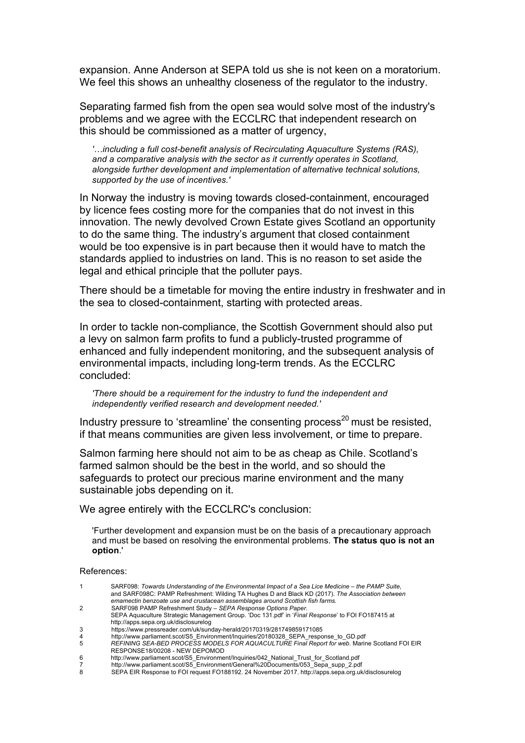expansion. Anne Anderson at SEPA told us she is not keen on a moratorium. We feel this shows an unhealthy closeness of the regulator to the industry.

Separating farmed fish from the open sea would solve most of the industry's problems and we agree with the ECCLRC that independent research on this should be commissioned as a matter of urgency,

> *'…including a full cost-benefit analysis of Recirculating Aquaculture Systems (RAS), and a comparative analysis with the sector as it currently operates in Scotland, alongside further development and implementation of alternative technical solutions, supported by the use of incentives.'*

In Norway the industry is moving towards closed-containment, encouraged by licence fees costing more for the companies that do not invest in this innovation. The newly devolved Crown Estate gives Scotland an opportunity to do the same thing. The industry's argument that closed containment would be too expensive is in part because then it would have to match the standards applied to industries on land. This is no reason to set aside the legal and ethical principle that the polluter pays.

There should be a timetable for moving the entire industry in freshwater and in the sea to closed-containment, starting with protected areas.

In order to tackle non-compliance, the Scottish Government should also put a levy on salmon farm profits to fund a publicly-trusted programme of enhanced and fully independent monitoring, and the subsequent analysis of environmental impacts, including long-term trends. As the ECCLRC concluded:

> *'There should be a requirement for the industry to fund the independent and independently verified research and development needed.'*

Industry pressure to 'streamline' the consenting process[20] must be resisted, if that means communities are given less involvement, or time to prepare.

Salmon farming here should not aim to be as cheap as Chile. Scotland's farmed salmon should be the best in the world, and so should the safeguards to protect our precious marine environment and the many sustainable jobs depending on it.

We agree entirely with the ECCLRC's conclusion:

> 'Further development and expansion must be on the basis of a precautionary approach and must be based on resolving the environmental problems. **The status quo is not an option**.'

References:

1. SARF098: *Towards Understanding of the Environmental Impact of a Sea Lice Medicine – the PAMP Suite*, and SARF098C: PAMP Refreshment: Wilding TA Hughes D and Black KD (2017). *The Association between emamectin benzoate use and crustacean assemblages around Scottish fish farms.*
2. SARF098 PAMP Refreshment Study – *SEPA Response Options Paper*. SEPA Aquaculture Strategic Management Group. 'Doc 131.pdf' in '*Final Response*' to FOI FO187415 at http://apps.sepa.org.uk/disclosurelog
3. https://www.pressreader.com/uk/sunday-herald/20170319/281749859171085
4. http://www.parliament.scot/S5_Environment/Inquiries/20180328_SEPA_response_to_GD.pdf
5. *REFINING SEA-BED PROCESS MODELS FOR AQUACULTURE Final Report for web*. Marine Scotland FOI EIR RESPONSE18/00208 - NEW DEPOMOD
6. http://www.parliament.scot/S5_Environment/Inquiries/042_National_Trust_for_Scotland.pdf
7. http://www.parliament.scot/S5_Environment/General%20Documents/053_Sepa_supp_2.pdf
8. SEPA EIR Response to FOI request FO188192. 24 November 2017. http://apps.sepa.org.uk/disclosurelog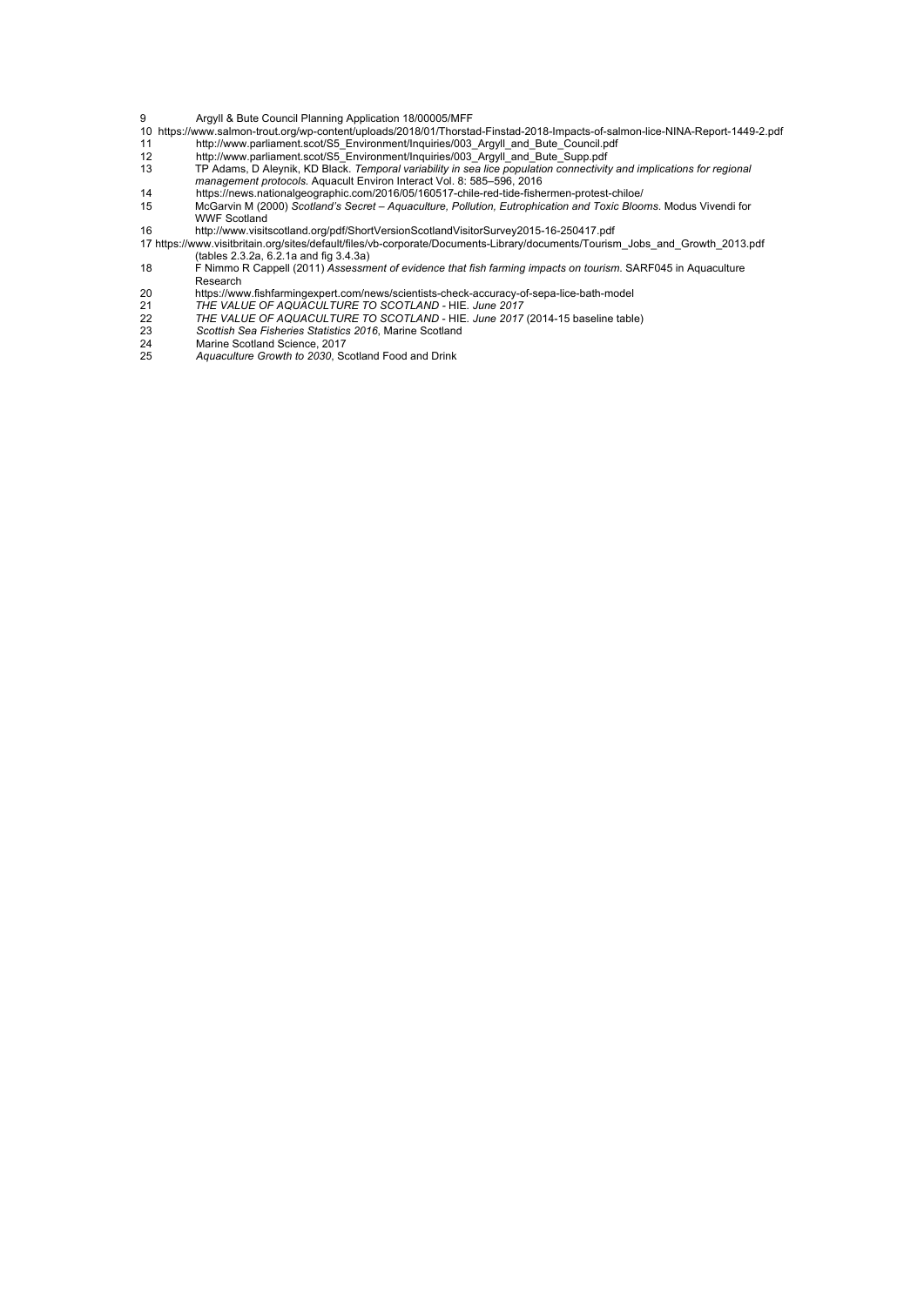9 Argyll & Bute Council Planning Application 18/00005/MFF

10 https://www.salmon-trout.org/wp-content/uploads/2018/01/Thorstad-Finstad-2018-Impacts-of-salmon-lice-NINA-Report-1449-2.pdf

11 http://www.parliament.scot/S5_Environment/Inquiries/003_Argyll_and_Bute_Council.pdf

12 http://www.parliament.scot/S5_Environment/Inquiries/003_Argyll_and_Bute_Supp.pdf

13 TP Adams, D Aleynik, KD Black. *Temporal variability in sea lice population connectivity and implications for regional management protocols.* Aquacult Environ Interact Vol. 8: 585–596, 2016

14 https://news.nationalgeographic.com/2016/05/160517-chile-red-tide-fishermen-protest-chiloe/

15 McGarvin M (2000) *Scotland's Secret – Aquaculture, Pollution, Eutrophication and Toxic Blooms.* Modus Vivendi for WWF Scotland

16 http://www.visitscotland.org/pdf/ShortVersionScotlandVisitorSurvey2015-16-250417.pdf

17 https://www.visitbritain.org/sites/default/files/vb-corporate/Documents-Library/documents/Tourism_Jobs_and_Growth_2013.pdf (tables 2.3.2a, 6.2.1a and fig 3.4.3a)

18 F Nimmo R Cappell (2011) *Assessment of evidence that fish farming impacts on tourism.* SARF045 in Aquaculture Research

20 https://www.fishfarmingexpert.com/news/scientists-check-accuracy-of-sepa-lice-bath-model

21 *THE VALUE OF AQUACULTURE TO SCOTLAND* - HIE. *June 2017*

22 *THE VALUE OF AQUACULTURE TO SCOTLAND* - HIE. *June 2017* (2014-15 baseline table)

23 *Scottish Sea Fisheries Statistics 2016*, Marine Scotland

24 Marine Scotland Science, 2017

25 *Aquaculture Growth to 2030*, Scotland Food and Drink